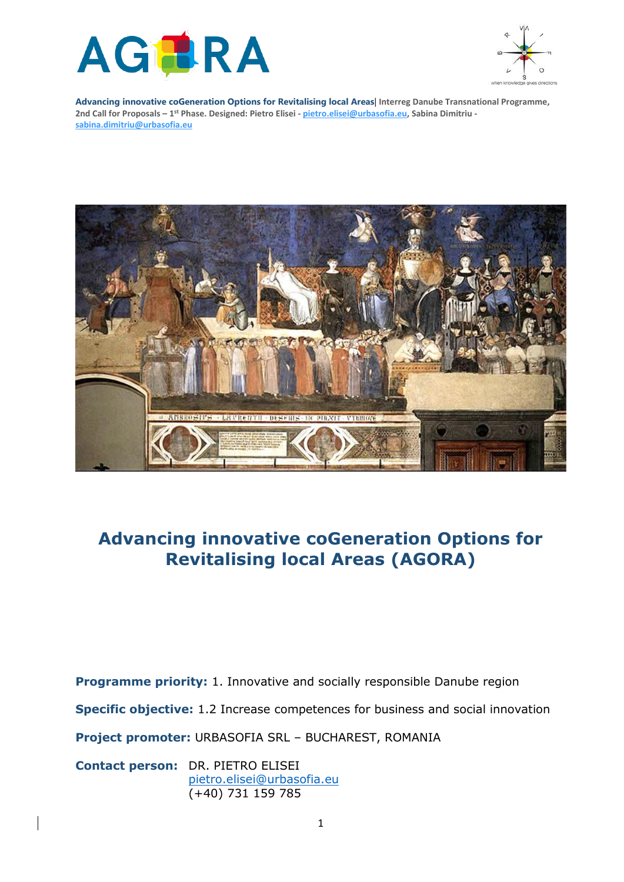**Advancing innovative coGeneration Options for Revitalising local Areas**| Interreg Danube Transnational Programme, 2nd Call for Proposals – 1st Phase. Designed: Pietro Elisei - pietro.elisei@urbasofia.eu, Sabina Dimitriu - sabina.dimitriu@urbasofia.eu

# Advancing innovative coGeneration Options for Revitalising local Areas (AGORA)

**Programme priority:** 1. Innovative and socially responsible Danube region

**Specific objective:** 1.2 Increase competences for business and social innovation

**Project promoter:** URBASOFIA SRL – BUCHAREST, ROMANIA

**Contact person:** DR. PIETRO ELISEI
pietro.elisei@urbasofia.eu
(+40) 731 159 785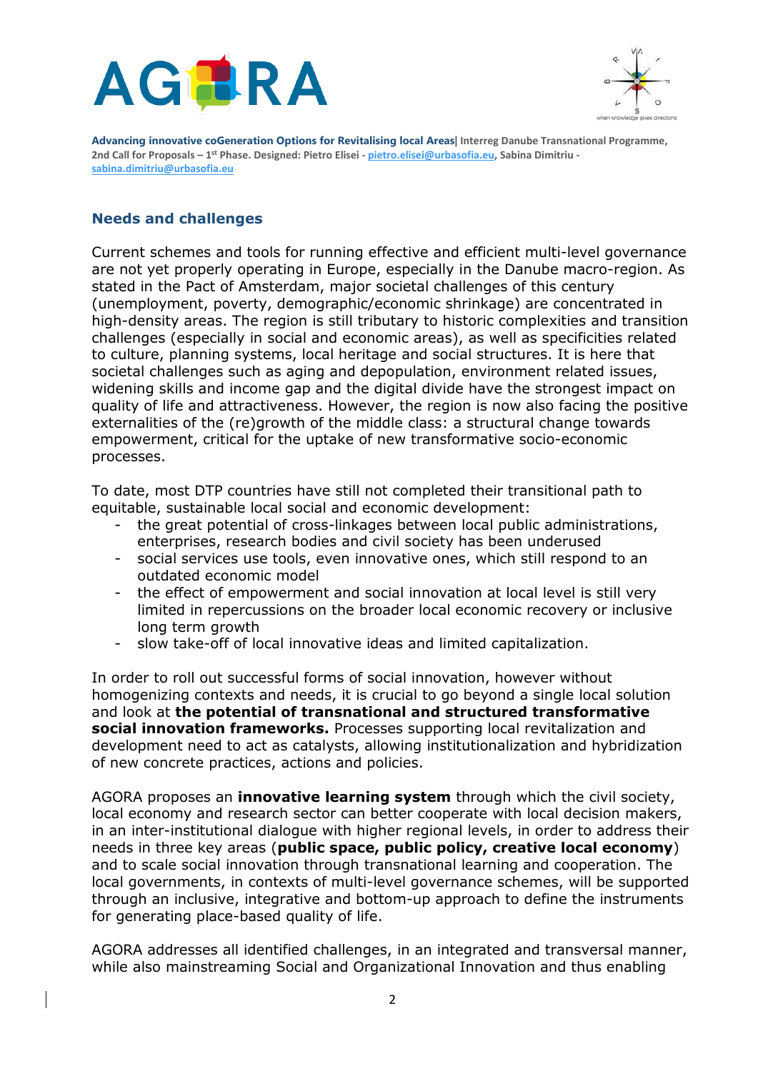## Needs and challenges

Current schemes and tools for running effective and efficient multi-level governance are not yet properly operating in Europe, especially in the Danube macro-region. As stated in the Pact of Amsterdam, major societal challenges of this century (unemployment, poverty, demographic/economic shrinkage) are concentrated in high-density areas. The region is still tributary to historic complexities and transition challenges (especially in social and economic areas), as well as specificities related to culture, planning systems, local heritage and social structures. It is here that societal challenges such as aging and depopulation, environment related issues, widening skills and income gap and the digital divide have the strongest impact on quality of life and attractiveness. However, the region is now also facing the positive externalities of the (re)growth of the middle class: a structural change towards empowerment, critical for the uptake of new transformative socio-economic processes.

To date, most DTP countries have still not completed their transitional path to equitable, sustainable local social and economic development:

- the great potential of cross-linkages between local public administrations, enterprises, research bodies and civil society has been underused
- social services use tools, even innovative ones, which still respond to an outdated economic model
- the effect of empowerment and social innovation at local level is still very limited in repercussions on the broader local economic recovery or inclusive long term growth
- slow take-off of local innovative ideas and limited capitalization.

In order to roll out successful forms of social innovation, however without homogenizing contexts and needs, it is crucial to go beyond a single local solution and look at **the potential of transnational and structured transformative social innovation frameworks.** Processes supporting local revitalization and development need to act as catalysts, allowing institutionalization and hybridization of new concrete practices, actions and policies.

AGORA proposes an **innovative learning system** through which the civil society, local economy and research sector can better cooperate with local decision makers, in an inter-institutional dialogue with higher regional levels, in order to address their needs in three key areas (**public space, public policy, creative local economy**) and to scale social innovation through transnational learning and cooperation. The local governments, in contexts of multi-level governance schemes, will be supported through an inclusive, integrative and bottom-up approach to define the instruments for generating place-based quality of life.

AGORA addresses all identified challenges, in an integrated and transversal manner, while also mainstreaming Social and Organizational Innovation and thus enabling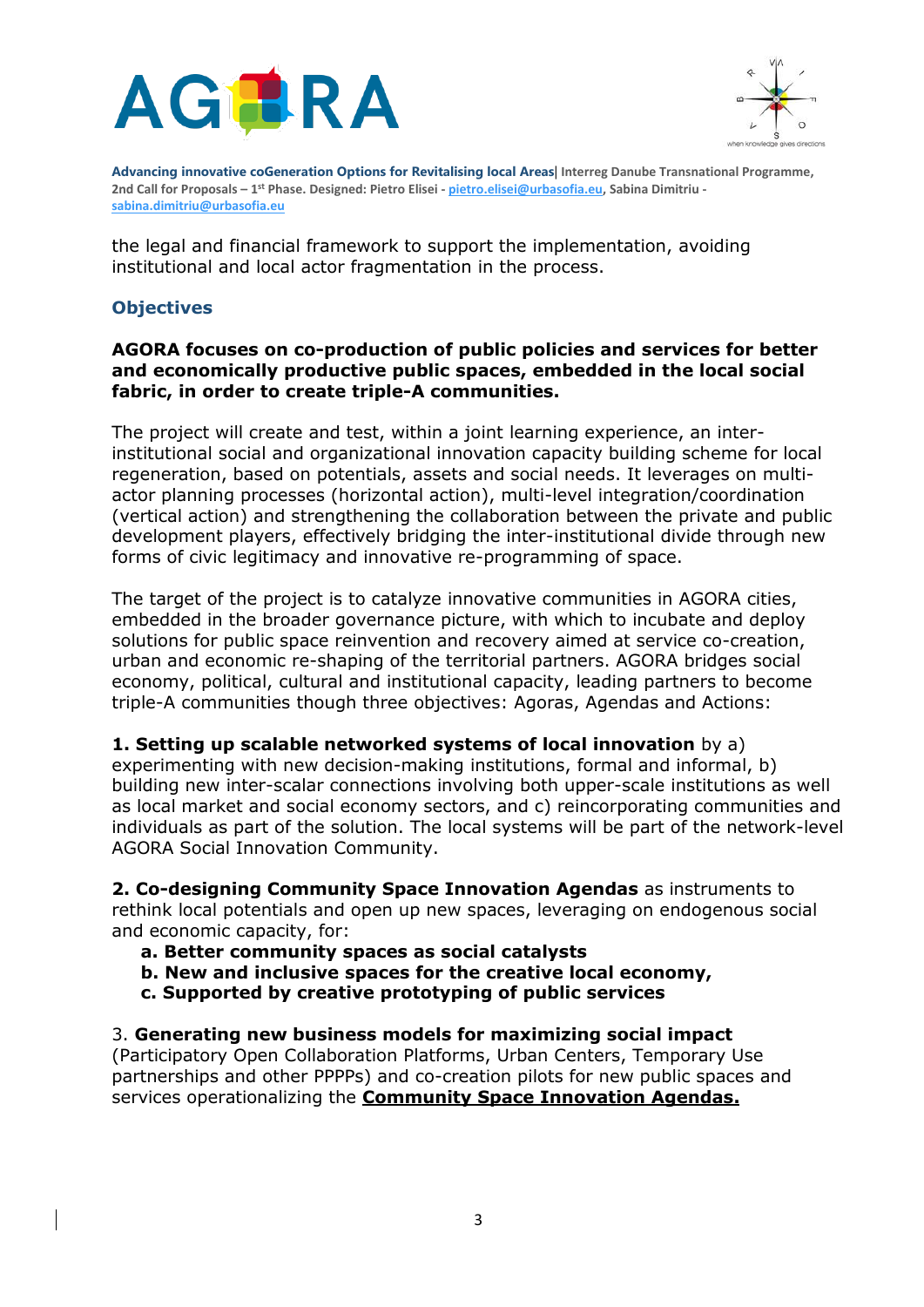the legal and financial framework to support the implementation, avoiding institutional and local actor fragmentation in the process.

## Objectives

**AGORA focuses on co-production of public policies and services for better and economically productive public spaces, embedded in the local social fabric, in order to create triple-A communities.**

The project will create and test, within a joint learning experience, an inter-institutional social and organizational innovation capacity building scheme for local regeneration, based on potentials, assets and social needs. It leverages on multi-actor planning processes (horizontal action), multi-level integration/coordination (vertical action) and strengthening the collaboration between the private and public development players, effectively bridging the inter-institutional divide through new forms of civic legitimacy and innovative re-programming of space.

The target of the project is to catalyze innovative communities in AGORA cities, embedded in the broader governance picture, with which to incubate and deploy solutions for public space reinvention and recovery aimed at service co-creation, urban and economic re-shaping of the territorial partners. AGORA bridges social economy, political, cultural and institutional capacity, leading partners to become triple-A communities though three objectives: Agoras, Agendas and Actions:

**1. Setting up scalable networked systems of local innovation** by a) experimenting with new decision-making institutions, formal and informal, b) building new inter-scalar connections involving both upper-scale institutions as well as local market and social economy sectors, and c) reincorporating communities and individuals as part of the solution. The local systems will be part of the network-level AGORA Social Innovation Community.

**2. Co-designing Community Space Innovation Agendas** as instruments to rethink local potentials and open up new spaces, leveraging on endogenous social and economic capacity, for:

- **a. Better community spaces as social catalysts**
- **b. New and inclusive spaces for the creative local economy,**
- **c. Supported by creative prototyping of public services**

3. **Generating new business models for maximizing social impact** (Participatory Open Collaboration Platforms, Urban Centers, Temporary Use partnerships and other PPPPs) and co-creation pilots for new public spaces and services operationalizing the **Community Space Innovation Agendas.**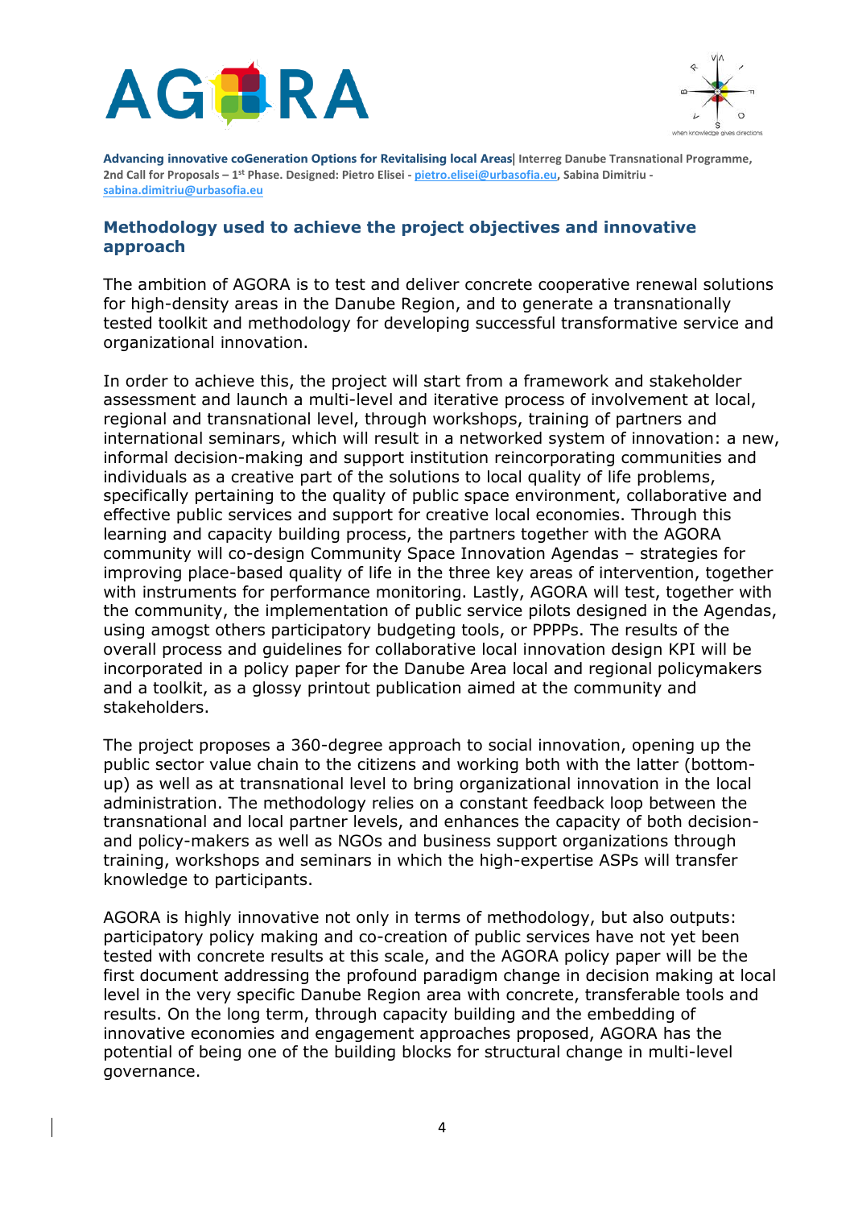## Methodology used to achieve the project objectives and innovative approach

The ambition of AGORA is to test and deliver concrete cooperative renewal solutions for high-density areas in the Danube Region, and to generate a transnationally tested toolkit and methodology for developing successful transformative service and organizational innovation.

In order to achieve this, the project will start from a framework and stakeholder assessment and launch a multi-level and iterative process of involvement at local, regional and transnational level, through workshops, training of partners and international seminars, which will result in a networked system of innovation: a new, informal decision-making and support institution reincorporating communities and individuals as a creative part of the solutions to local quality of life problems, specifically pertaining to the quality of public space environment, collaborative and effective public services and support for creative local economies. Through this learning and capacity building process, the partners together with the AGORA community will co-design Community Space Innovation Agendas – strategies for improving place-based quality of life in the three key areas of intervention, together with instruments for performance monitoring. Lastly, AGORA will test, together with the community, the implementation of public service pilots designed in the Agendas, using amogst others participatory budgeting tools, or PPPPs. The results of the overall process and guidelines for collaborative local innovation design KPI will be incorporated in a policy paper for the Danube Area local and regional policymakers and a toolkit, as a glossy printout publication aimed at the community and stakeholders.

The project proposes a 360-degree approach to social innovation, opening up the public sector value chain to the citizens and working both with the latter (bottom-up) as well as at transnational level to bring organizational innovation in the local administration. The methodology relies on a constant feedback loop between the transnational and local partner levels, and enhances the capacity of both decision- and policy-makers as well as NGOs and business support organizations through training, workshops and seminars in which the high-expertise ASPs will transfer knowledge to participants.

AGORA is highly innovative not only in terms of methodology, but also outputs: participatory policy making and co-creation of public services have not yet been tested with concrete results at this scale, and the AGORA policy paper will be the first document addressing the profound paradigm change in decision making at local level in the very specific Danube Region area with concrete, transferable tools and results. On the long term, through capacity building and the embedding of innovative economies and engagement approaches proposed, AGORA has the potential of being one of the building blocks for structural change in multi-level governance.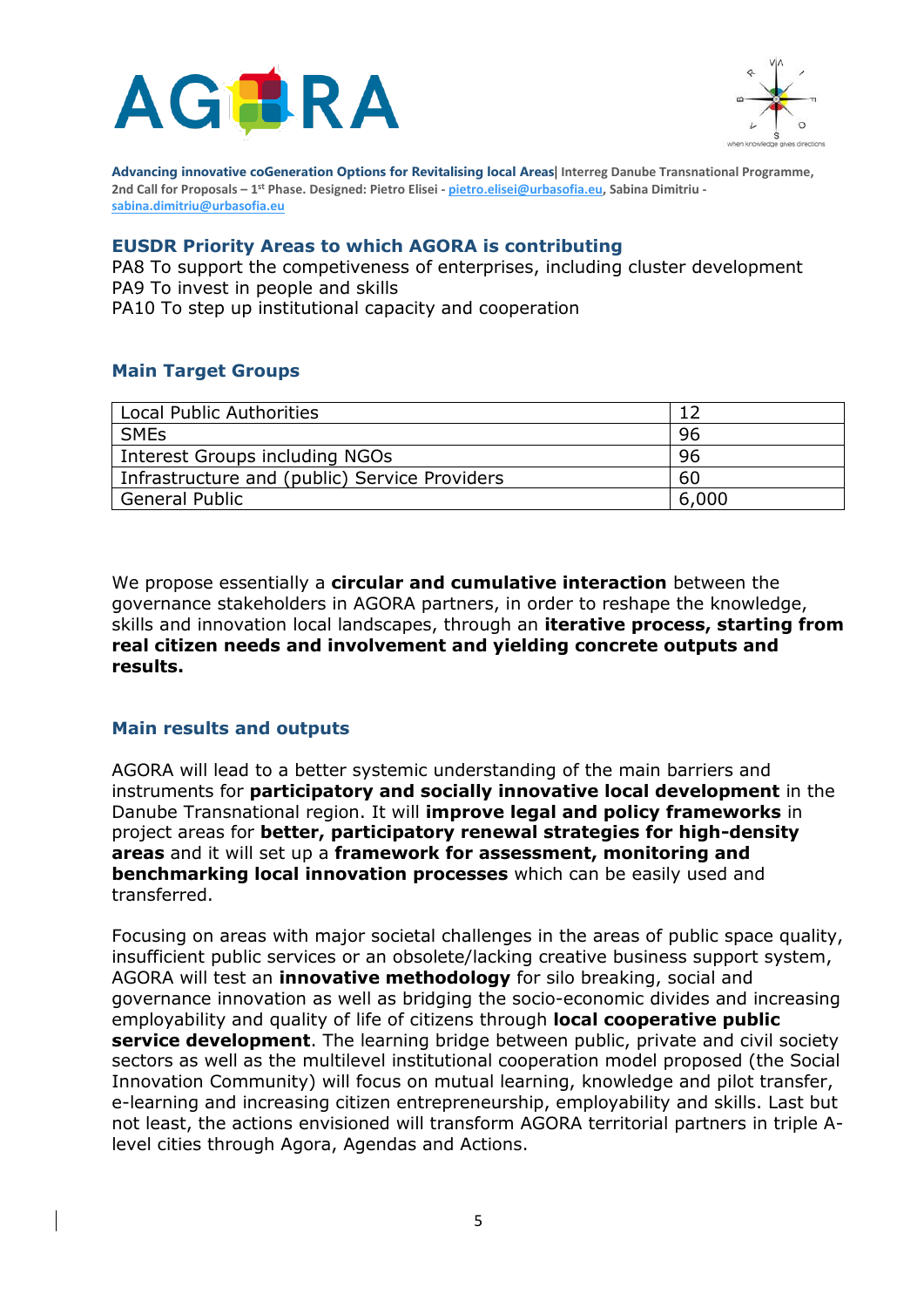## EUSDR Priority Areas to which AGORA is contributing

PA8 To support the competiveness of enterprises, including cluster development
PA9 To invest in people and skills
PA10 To step up institutional capacity and cooperation

## Main Target Groups

| Local Public Authorities | 12 |
| --- | --- |
| SMEs | 96 |
| Interest Groups including NGOs | 96 |
| Infrastructure and (public) Service Providers | 60 |
| General Public | 6,000 |

We propose essentially a **circular and cumulative interaction** between the governance stakeholders in AGORA partners, in order to reshape the knowledge, skills and innovation local landscapes, through an **iterative process, starting from real citizen needs and involvement and yielding concrete outputs and results.**

## Main results and outputs

AGORA will lead to a better systemic understanding of the main barriers and instruments for **participatory and socially innovative local development** in the Danube Transnational region. It will **improve legal and policy frameworks** in project areas for **better, participatory renewal strategies for high-density areas** and it will set up a **framework for assessment, monitoring and benchmarking local innovation processes** which can be easily used and transferred.

Focusing on areas with major societal challenges in the areas of public space quality, insufficient public services or an obsolete/lacking creative business support system, AGORA will test an **innovative methodology** for silo breaking, social and governance innovation as well as bridging the socio-economic divides and increasing employability and quality of life of citizens through **local cooperative public service development**. The learning bridge between public, private and civil society sectors as well as the multilevel institutional cooperation model proposed (the Social Innovation Community) will focus on mutual learning, knowledge and pilot transfer, e-learning and increasing citizen entrepreneurship, employability and skills. Last but not least, the actions envisioned will transform AGORA territorial partners in triple A-level cities through Agora, Agendas and Actions.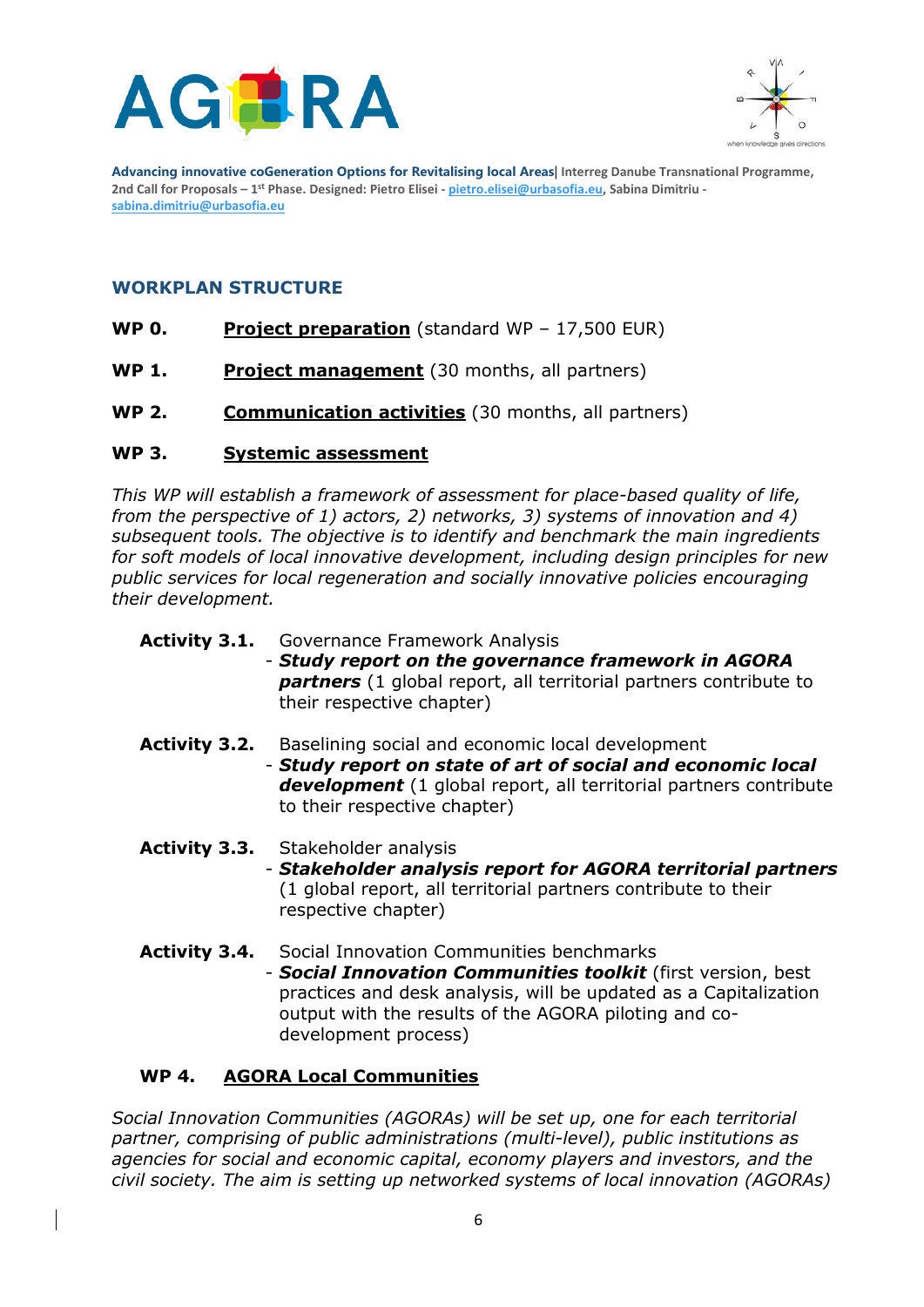## WORKPLAN STRUCTURE

**WP 0.** **Project preparation** (standard WP – 17,500 EUR)

**WP 1.** **Project management** (30 months, all partners)

**WP 2.** **Communication activities** (30 months, all partners)

**WP 3.** **Systemic assessment**

*This WP will establish a framework of assessment for place-based quality of life, from the perspective of 1) actors, 2) networks, 3) systems of innovation and 4) subsequent tools. The objective is to identify and benchmark the main ingredients for soft models of local innovative development, including design principles for new public services for local regeneration and socially innovative policies encouraging their development.*

**Activity 3.1.** Governance Framework Analysis
- ***Study report on the governance framework in AGORA partners*** (1 global report, all territorial partners contribute to their respective chapter)

**Activity 3.2.** Baselining social and economic local development
- ***Study report on state of art of social and economic local development*** (1 global report, all territorial partners contribute to their respective chapter)

**Activity 3.3.** Stakeholder analysis
- ***Stakeholder analysis report for AGORA territorial partners*** (1 global report, all territorial partners contribute to their respective chapter)

**Activity 3.4.** Social Innovation Communities benchmarks
- ***Social Innovation Communities toolkit*** (first version, best practices and desk analysis, will be updated as a Capitalization output with the results of the AGORA piloting and co-development process)

**WP 4.** **AGORA Local Communities**

*Social Innovation Communities (AGORAs) will be set up, one for each territorial partner, comprising of public administrations (multi-level), public institutions as agencies for social and economic capital, economy players and investors, and the civil society. The aim is setting up networked systems of local innovation (AGORAs)*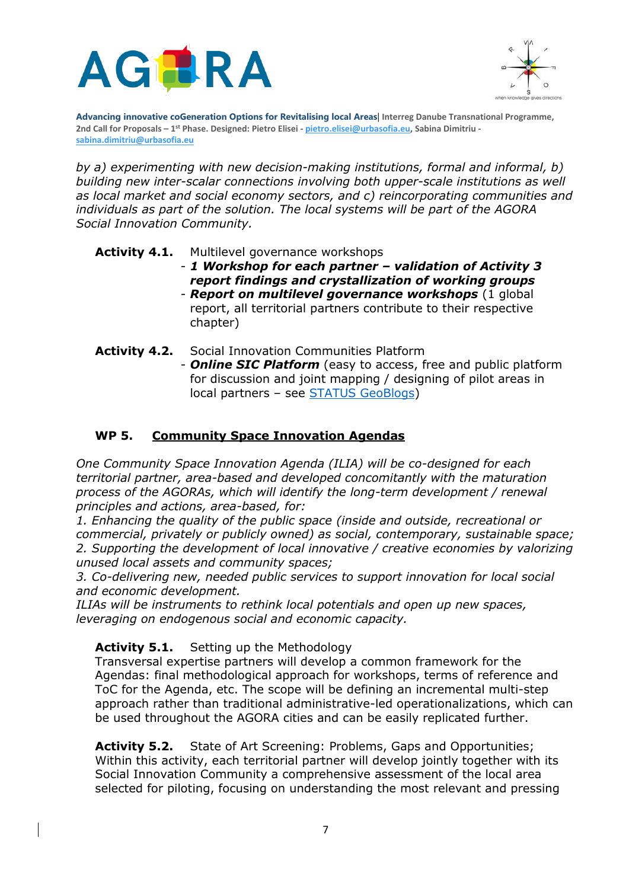*by a) experimenting with new decision-making institutions, formal and informal, b) building new inter-scalar connections involving both upper-scale institutions as well as local market and social economy sectors, and c) reincorporating communities and individuals as part of the solution. The local systems will be part of the AGORA Social Innovation Community.*

**Activity 4.1.** Multilevel governance workshops

- ***1 Workshop for each partner – validation of Activity 3 report findings and crystallization of working groups***
- ***Report on multilevel governance workshops*** (1 global report, all territorial partners contribute to their respective chapter)

**Activity 4.2.** Social Innovation Communities Platform

- ***Online SIC Platform*** (easy to access, free and public platform for discussion and joint mapping / designing of pilot areas in local partners – see STATUS GeoBlogs)

## WP 5. Community Space Innovation Agendas

*One Community Space Innovation Agenda (ILIA) will be co-designed for each territorial partner, area-based and developed concomitantly with the maturation process of the AGORAs, which will identify the long-term development / renewal principles and actions, area-based, for:*
*1. Enhancing the quality of the public space (inside and outside, recreational or commercial, privately or publicly owned) as social, contemporary, sustainable space;*
*2. Supporting the development of local innovative / creative economies by valorizing unused local assets and community spaces;*
*3. Co-delivering new, needed public services to support innovation for local social and economic development.*
*ILIAs will be instruments to rethink local potentials and open up new spaces, leveraging on endogenous social and economic capacity.*

**Activity 5.1.** Setting up the Methodology
Transversal expertise partners will develop a common framework for the Agendas: final methodological approach for workshops, terms of reference and ToC for the Agenda, etc. The scope will be defining an incremental multi-step approach rather than traditional administrative-led operationalizations, which can be used throughout the AGORA cities and can be easily replicated further.

**Activity 5.2.** State of Art Screening: Problems, Gaps and Opportunities;
Within this activity, each territorial partner will develop jointly together with its Social Innovation Community a comprehensive assessment of the local area selected for piloting, focusing on understanding the most relevant and pressing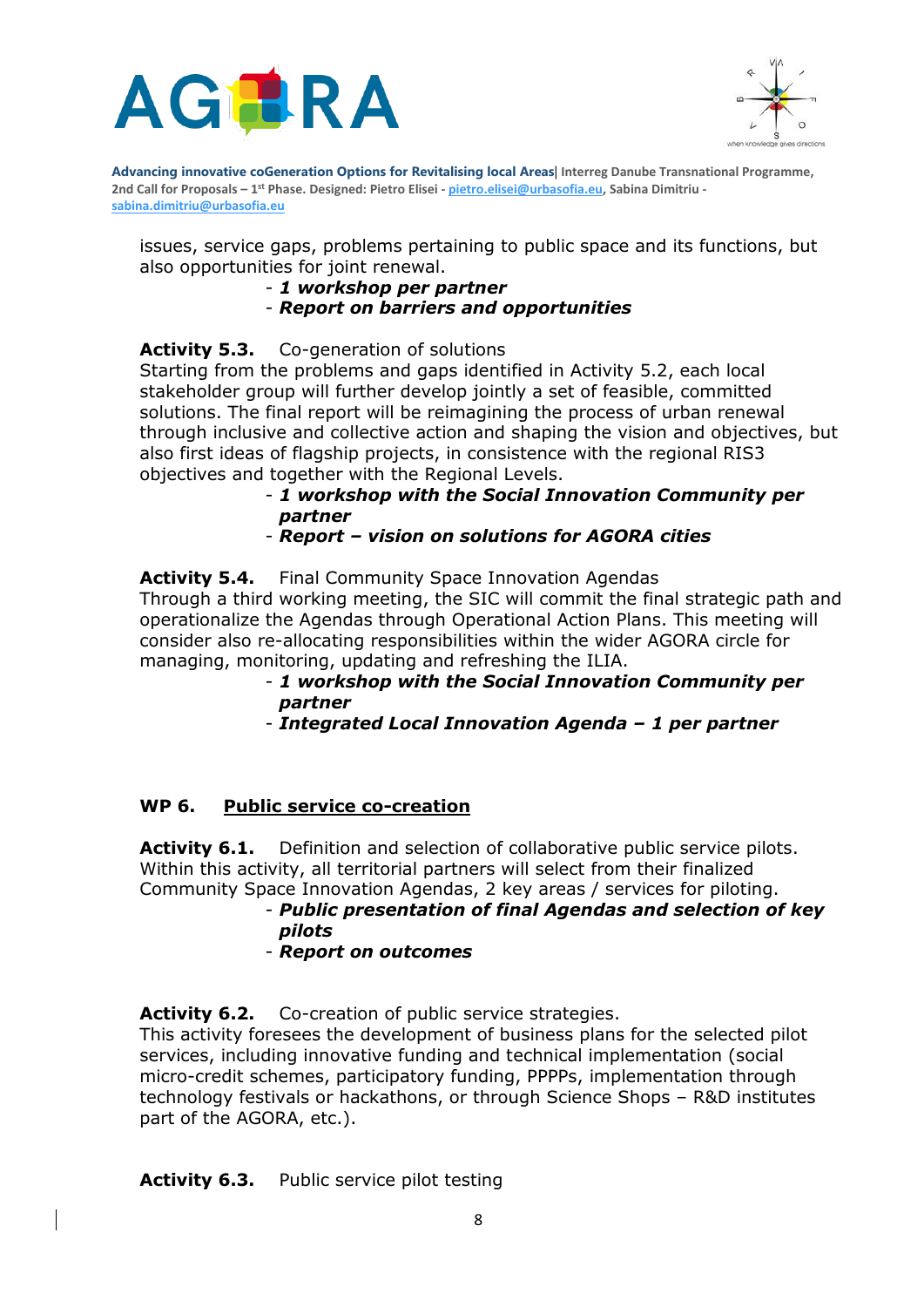issues, service gaps, problems pertaining to public space and its functions, but also opportunities for joint renewal.

- ***1 workshop per partner***
- ***Report on barriers and opportunities***

**Activity 5.3.** Co-generation of solutions
Starting from the problems and gaps identified in Activity 5.2, each local stakeholder group will further develop jointly a set of feasible, committed solutions. The final report will be reimagining the process of urban renewal through inclusive and collective action and shaping the vision and objectives, but also first ideas of flagship projects, in consistence with the regional RIS3 objectives and together with the Regional Levels.

- ***1 workshop with the Social Innovation Community per partner***
- ***Report – vision on solutions for AGORA cities***

**Activity 5.4.** Final Community Space Innovation Agendas
Through a third working meeting, the SIC will commit the final strategic path and operationalize the Agendas through Operational Action Plans. This meeting will consider also re-allocating responsibilities within the wider AGORA circle for managing, monitoring, updating and refreshing the ILIA.

- ***1 workshop with the Social Innovation Community per partner***
- ***Integrated Local Innovation Agenda – 1 per partner***

## WP 6. Public service co-creation

**Activity 6.1.** Definition and selection of collaborative public service pilots.
Within this activity, all territorial partners will select from their finalized Community Space Innovation Agendas, 2 key areas / services for piloting.

- ***Public presentation of final Agendas and selection of key pilots***
- ***Report on outcomes***

**Activity 6.2.** Co-creation of public service strategies.
This activity foresees the development of business plans for the selected pilot services, including innovative funding and technical implementation (social micro-credit schemes, participatory funding, PPPPs, implementation through technology festivals or hackathons, or through Science Shops – R&D institutes part of the AGORA, etc.).

**Activity 6.3.** Public service pilot testing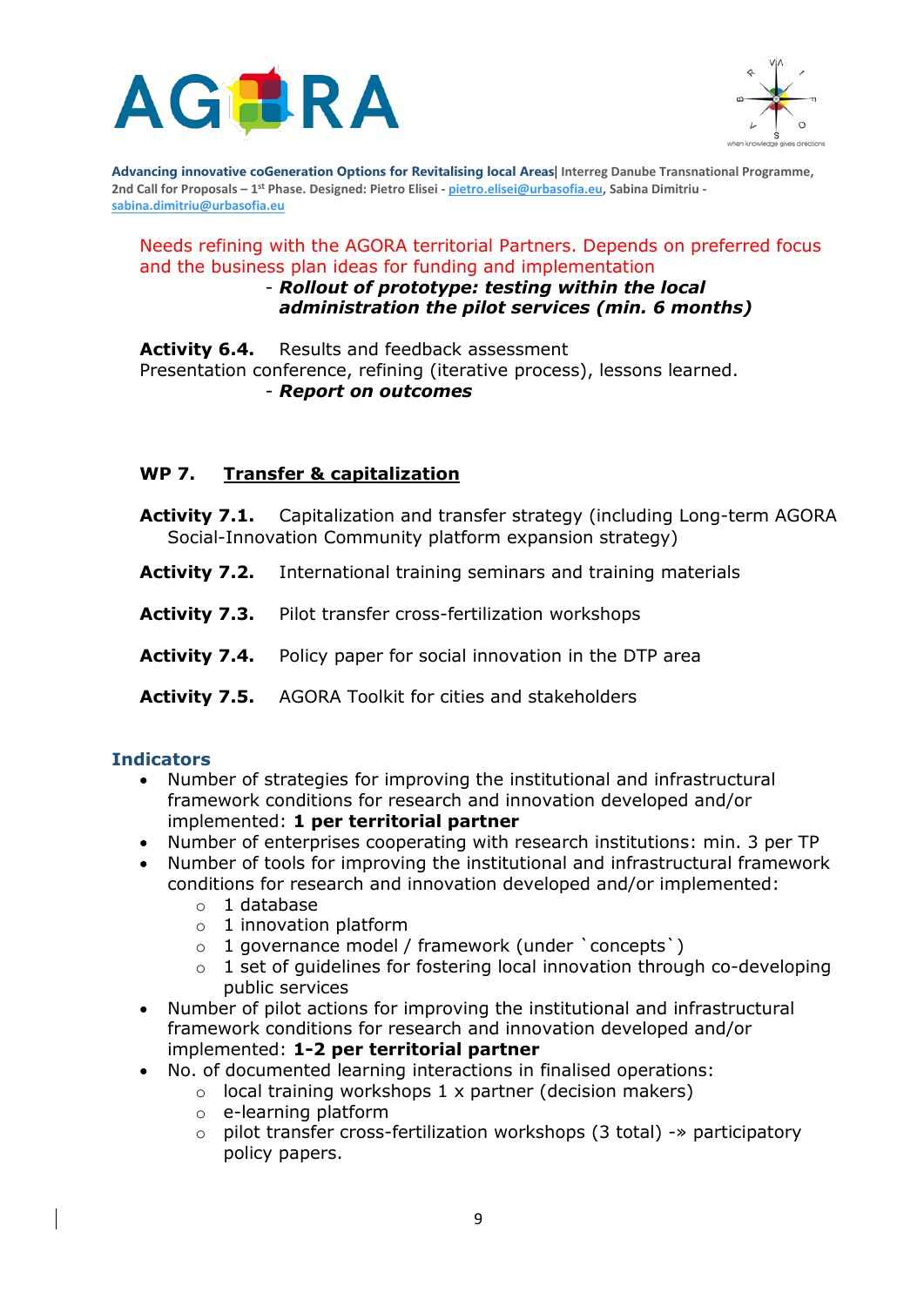Needs refining with the AGORA territorial Partners. Depends on preferred focus and the business plan ideas for funding and implementation

- ***Rollout of prototype: testing within the local administration the pilot services (min. 6 months)***

**Activity 6.4.** Results and feedback assessment
Presentation conference, refining (iterative process), lessons learned.

- ***Report on outcomes***

**WP 7.** **<u>Transfer & capitalization</u>**

**Activity 7.1.** Capitalization and transfer strategy (including Long-term AGORA Social-Innovation Community platform expansion strategy)

**Activity 7.2.** International training seminars and training materials

**Activity 7.3.** Pilot transfer cross-fertilization workshops

**Activity 7.4.** Policy paper for social innovation in the DTP area

**Activity 7.5.** AGORA Toolkit for cities and stakeholders

## Indicators

- Number of strategies for improving the institutional and infrastructural framework conditions for research and innovation developed and/or implemented: **1 per territorial partner**
- Number of enterprises cooperating with research institutions: min. 3 per TP
- Number of tools for improving the institutional and infrastructural framework conditions for research and innovation developed and/or implemented:
  - 1 database
  - 1 innovation platform
  - 1 governance model / framework (under `concepts`)
  - 1 set of guidelines for fostering local innovation through co-developing public services
- Number of pilot actions for improving the institutional and infrastructural framework conditions for research and innovation developed and/or implemented: **1-2 per territorial partner**
- No. of documented learning interactions in finalised operations:
  - local training workshops 1 x partner (decision makers)
  - e-learning platform
  - pilot transfer cross-fertilization workshops (3 total) -» participatory policy papers.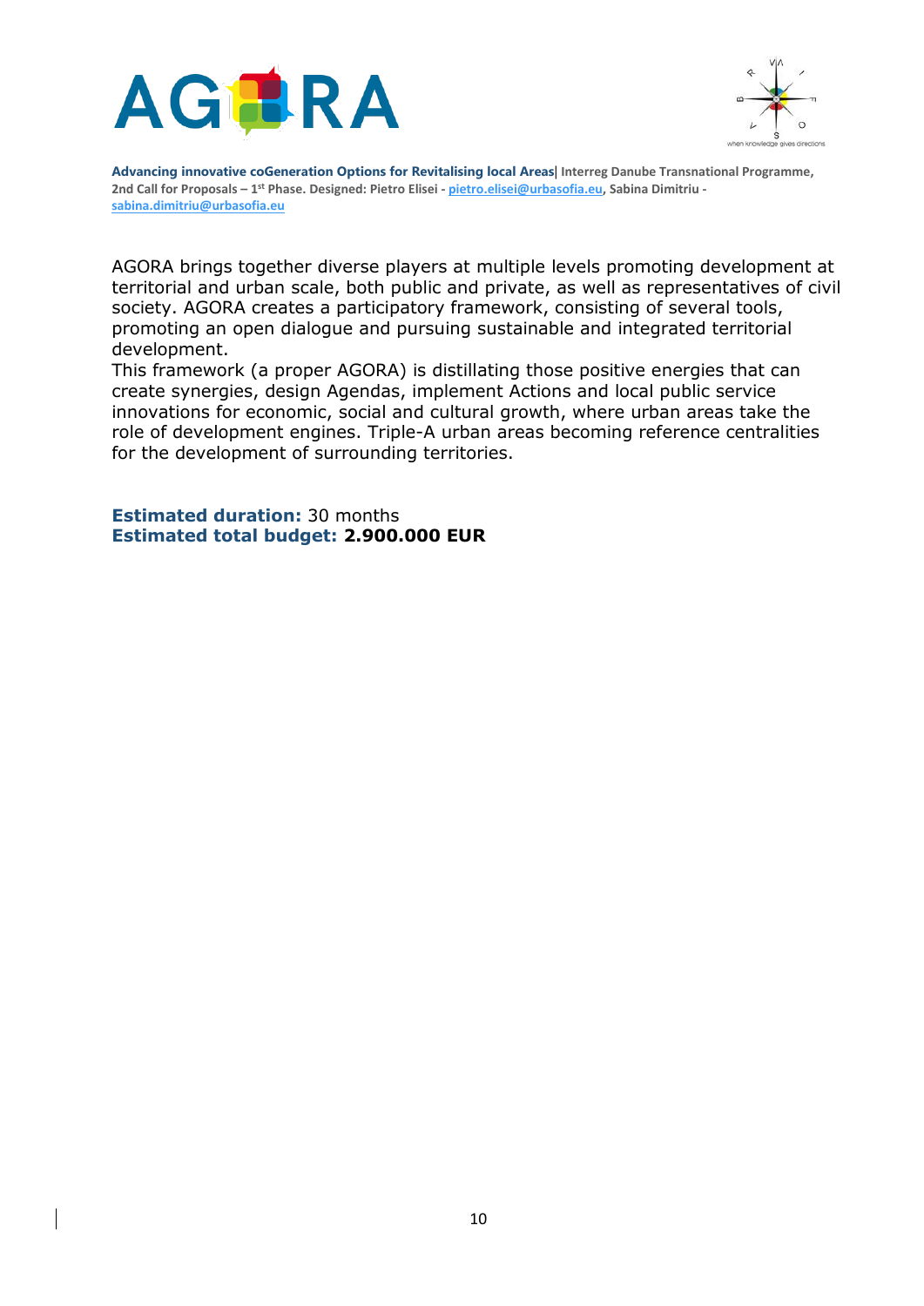AGORA brings together diverse players at multiple levels promoting development at territorial and urban scale, both public and private, as well as representatives of civil society. AGORA creates a participatory framework, consisting of several tools, promoting an open dialogue and pursuing sustainable and integrated territorial development.
This framework (a proper AGORA) is distillating those positive energies that can create synergies, design Agendas, implement Actions and local public service innovations for economic, social and cultural growth, where urban areas take the role of development engines. Triple-A urban areas becoming reference centralities for the development of surrounding territories.

**Estimated duration:** 30 months
**Estimated total budget: 2.900.000 EUR**